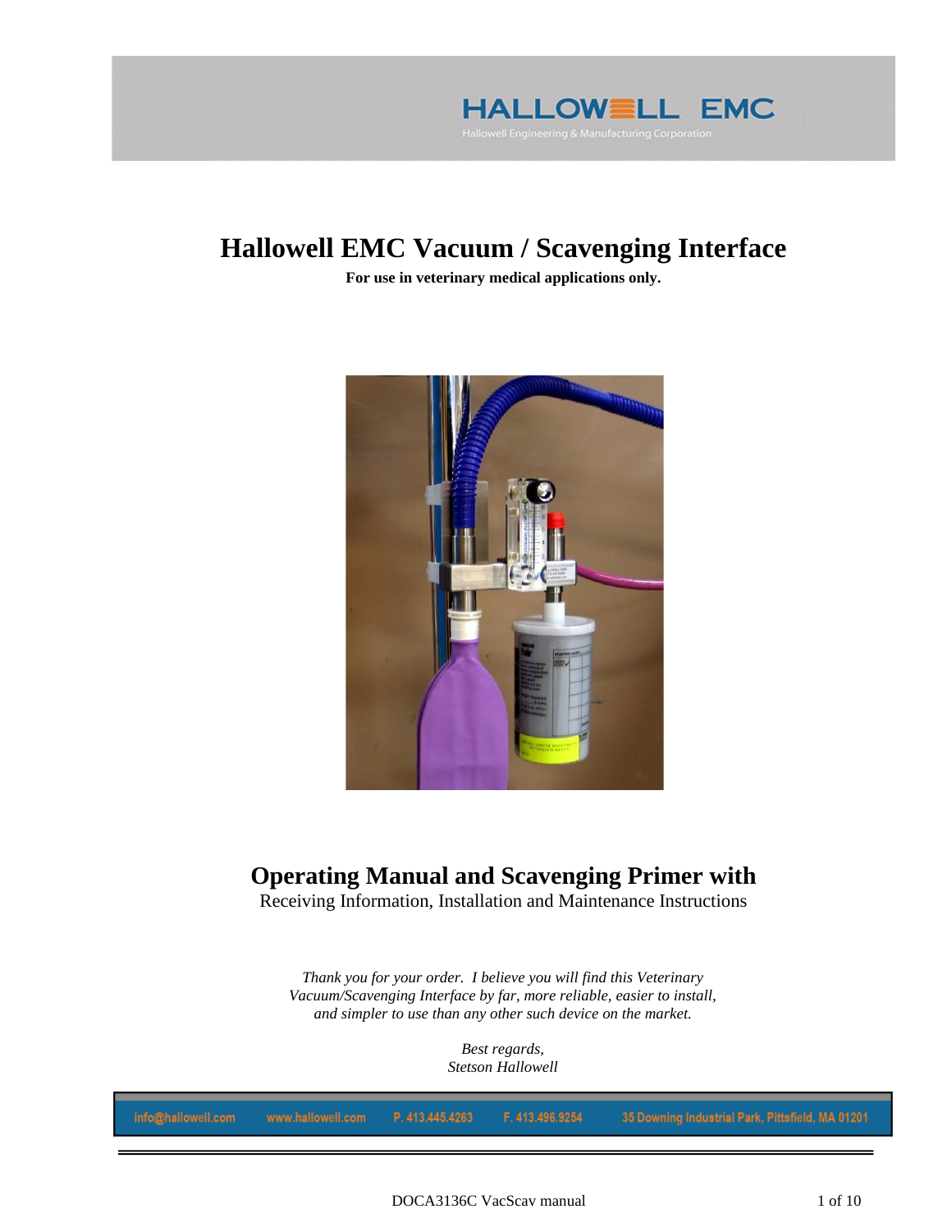HALLOWELL EMC

Hallowell Engineering & Manufacturing Corporation

# Hallowell EMC Vacuum / Scavenging Interface

**For use in veterinary medical applications only.**

## Operating Manual and Scavenging Primer with

Receiving Information, Installation and Maintenance Instructions

*Thank you for your order. I believe you will find this Veterinary Vacuum/Scavenging Interface by far, more reliable, easier to install, and simpler to use than any other such device on the market.*

*Best regards,*
*Stetson Hallowell*

info@hallowell.com www.hallowell.com P. 413.445.4263 F. 413.496.9254 35 Downing Industrial Park, Pittsfield, MA 01201

DOCA3136C VacScav manual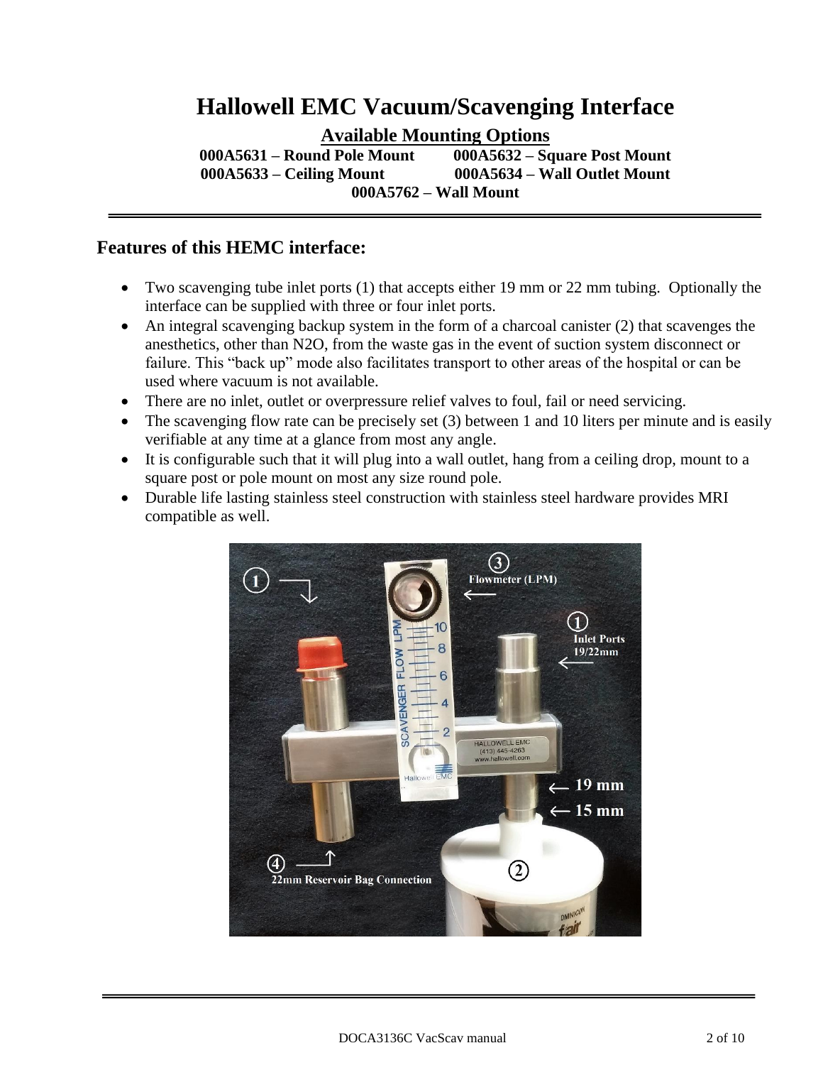# Hallowell EMC Vacuum/Scavenging Interface

## Available Mounting Options

**000A5631 – Round Pole Mount** **000A5632 – Square Post Mount**
**000A5633 – Ceiling Mount** **000A5634 – Wall Outlet Mount**
**000A5762 – Wall Mount**

---

## Features of this HEMC interface:

- Two scavenging tube inlet ports (1) that accepts either 19 mm or 22 mm tubing. Optionally the interface can be supplied with three or four inlet ports.
- An integral scavenging backup system in the form of a charcoal canister (2) that scavenges the anesthetics, other than N2O, from the waste gas in the event of suction system disconnect or failure. This "back up" mode also facilitates transport to other areas of the hospital or can be used where vacuum is not available.
- There are no inlet, outlet or overpressure relief valves to foul, fail or need servicing.
- The scavenging flow rate can be precisely set (3) between 1 and 10 liters per minute and is easily verifiable at any time at a glance from most any angle.
- It is configurable such that it will plug into a wall outlet, hang from a ceiling drop, mount to a square post or pole mount on most any size round pole.
- Durable life lasting stainless steel construction with stainless steel hardware provides MRI compatible as well.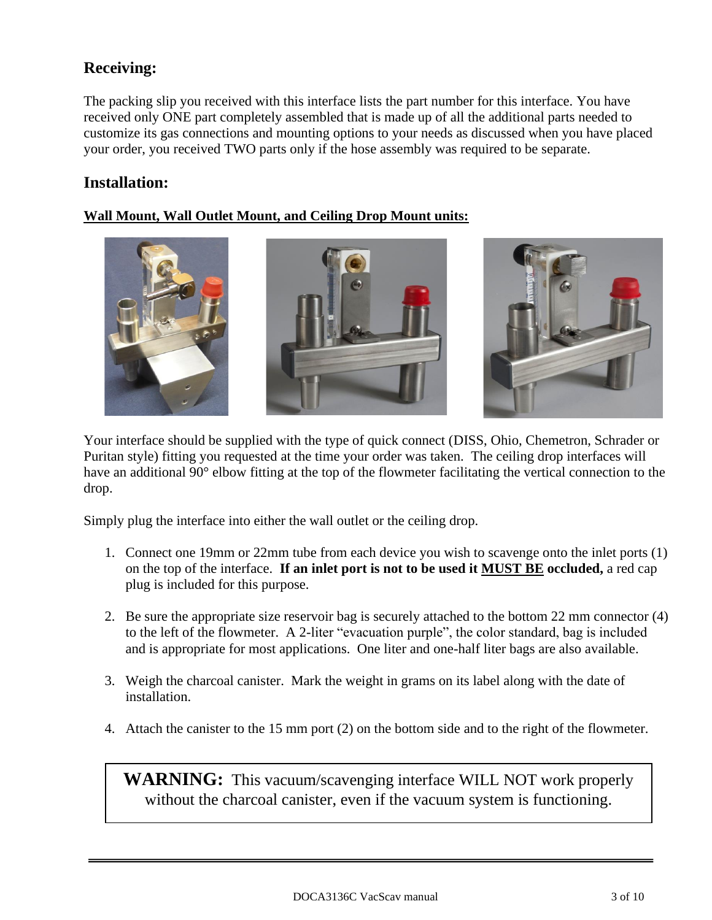## Receiving:

The packing slip you received with this interface lists the part number for this interface. You have received only ONE part completely assembled that is made up of all the additional parts needed to customize its gas connections and mounting options to your needs as discussed when you have placed your order, you received TWO parts only if the hose assembly was required to be separate.

## Installation:

**<u>Wall Mount, Wall Outlet Mount, and Ceiling Drop Mount units:</u>**

Your interface should be supplied with the type of quick connect (DISS, Ohio, Chemetron, Schrader or Puritan style) fitting you requested at the time your order was taken. The ceiling drop interfaces will have an additional 90° elbow fitting at the top of the flowmeter facilitating the vertical connection to the drop.

Simply plug the interface into either the wall outlet or the ceiling drop.

1. Connect one 19mm or 22mm tube from each device you wish to scavenge onto the inlet ports (1) on the top of the interface. **If an inlet port is not to be used it <u>MUST BE</u> occluded,** a red cap plug is included for this purpose.

2. Be sure the appropriate size reservoir bag is securely attached to the bottom 22 mm connector (4) to the left of the flowmeter. A 2-liter "evacuation purple", the color standard, bag is included and is appropriate for most applications. One liter and one-half liter bags are also available.

3. Weigh the charcoal canister. Mark the weight in grams on its label along with the date of installation.

4. Attach the canister to the 15 mm port (2) on the bottom side and to the right of the flowmeter.

**WARNING:** This vacuum/scavenging interface WILL NOT work properly without the charcoal canister, even if the vacuum system is functioning.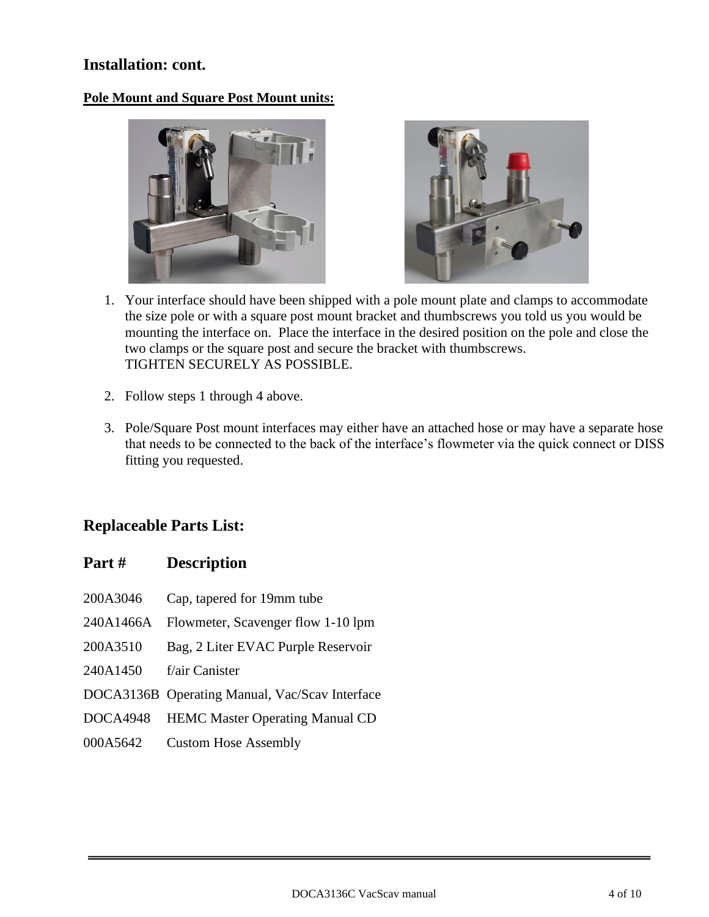## Installation: cont.

**Pole Mount and Square Post Mount units:**

1. Your interface should have been shipped with a pole mount plate and clamps to accommodate the size pole or with a square post mount bracket and thumbscrews you told us you would be mounting the interface on. Place the interface in the desired position on the pole and close the two clamps or the square post and secure the bracket with thumbscrews.
   TIGHTEN SECURELY AS POSSIBLE.

2. Follow steps 1 through 4 above.

3. Pole/Square Post mount interfaces may either have an attached hose or may have a separate hose that needs to be connected to the back of the interface's flowmeter via the quick connect or DISS fitting you requested.

## Replaceable Parts List:

| Part # | Description |
|---|---|
| 200A3046 | Cap, tapered for 19mm tube |
| 240A1466A | Flowmeter, Scavenger flow 1-10 lpm |
| 200A3510 | Bag, 2 Liter EVAC Purple Reservoir |
| 240A1450 | f/air Canister |
| DOCA3136B | Operating Manual, Vac/Scav Interface |
| DOCA4948 | HEMC Master Operating Manual CD |
| 000A5642 | Custom Hose Assembly |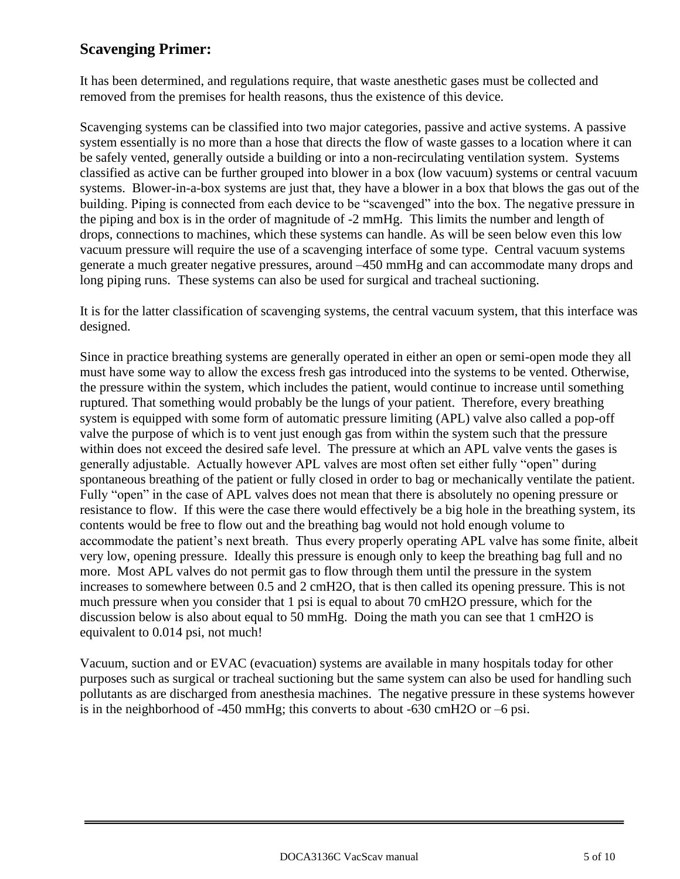## Scavenging Primer:

It has been determined, and regulations require, that waste anesthetic gases must be collected and removed from the premises for health reasons, thus the existence of this device.

Scavenging systems can be classified into two major categories, passive and active systems. A passive system essentially is no more than a hose that directs the flow of waste gasses to a location where it can be safely vented, generally outside a building or into a non-recirculating ventilation system. Systems classified as active can be further grouped into blower in a box (low vacuum) systems or central vacuum systems. Blower-in-a-box systems are just that, they have a blower in a box that blows the gas out of the building. Piping is connected from each device to be "scavenged" into the box. The negative pressure in the piping and box is in the order of magnitude of -2 mmHg. This limits the number and length of drops, connections to machines, which these systems can handle. As will be seen below even this low vacuum pressure will require the use of a scavenging interface of some type. Central vacuum systems generate a much greater negative pressures, around –450 mmHg and can accommodate many drops and long piping runs. These systems can also be used for surgical and tracheal suctioning.

It is for the latter classification of scavenging systems, the central vacuum system, that this interface was designed.

Since in practice breathing systems are generally operated in either an open or semi-open mode they all must have some way to allow the excess fresh gas introduced into the systems to be vented. Otherwise, the pressure within the system, which includes the patient, would continue to increase until something ruptured. That something would probably be the lungs of your patient. Therefore, every breathing system is equipped with some form of automatic pressure limiting (APL) valve also called a pop-off valve the purpose of which is to vent just enough gas from within the system such that the pressure within does not exceed the desired safe level. The pressure at which an APL valve vents the gases is generally adjustable. Actually however APL valves are most often set either fully "open" during spontaneous breathing of the patient or fully closed in order to bag or mechanically ventilate the patient. Fully "open" in the case of APL valves does not mean that there is absolutely no opening pressure or resistance to flow. If this were the case there would effectively be a big hole in the breathing system, its contents would be free to flow out and the breathing bag would not hold enough volume to accommodate the patient's next breath. Thus every properly operating APL valve has some finite, albeit very low, opening pressure. Ideally this pressure is enough only to keep the breathing bag full and no more. Most APL valves do not permit gas to flow through them until the pressure in the system increases to somewhere between 0.5 and 2 cmH2O, that is then called its opening pressure. This is not much pressure when you consider that 1 psi is equal to about 70 cmH2O pressure, which for the discussion below is also about equal to 50 mmHg. Doing the math you can see that 1 cmH2O is equivalent to 0.014 psi, not much!

Vacuum, suction and or EVAC (evacuation) systems are available in many hospitals today for other purposes such as surgical or tracheal suctioning but the same system can also be used for handling such pollutants as are discharged from anesthesia machines. The negative pressure in these systems however is in the neighborhood of -450 mmHg; this converts to about -630 cmH2O or –6 psi.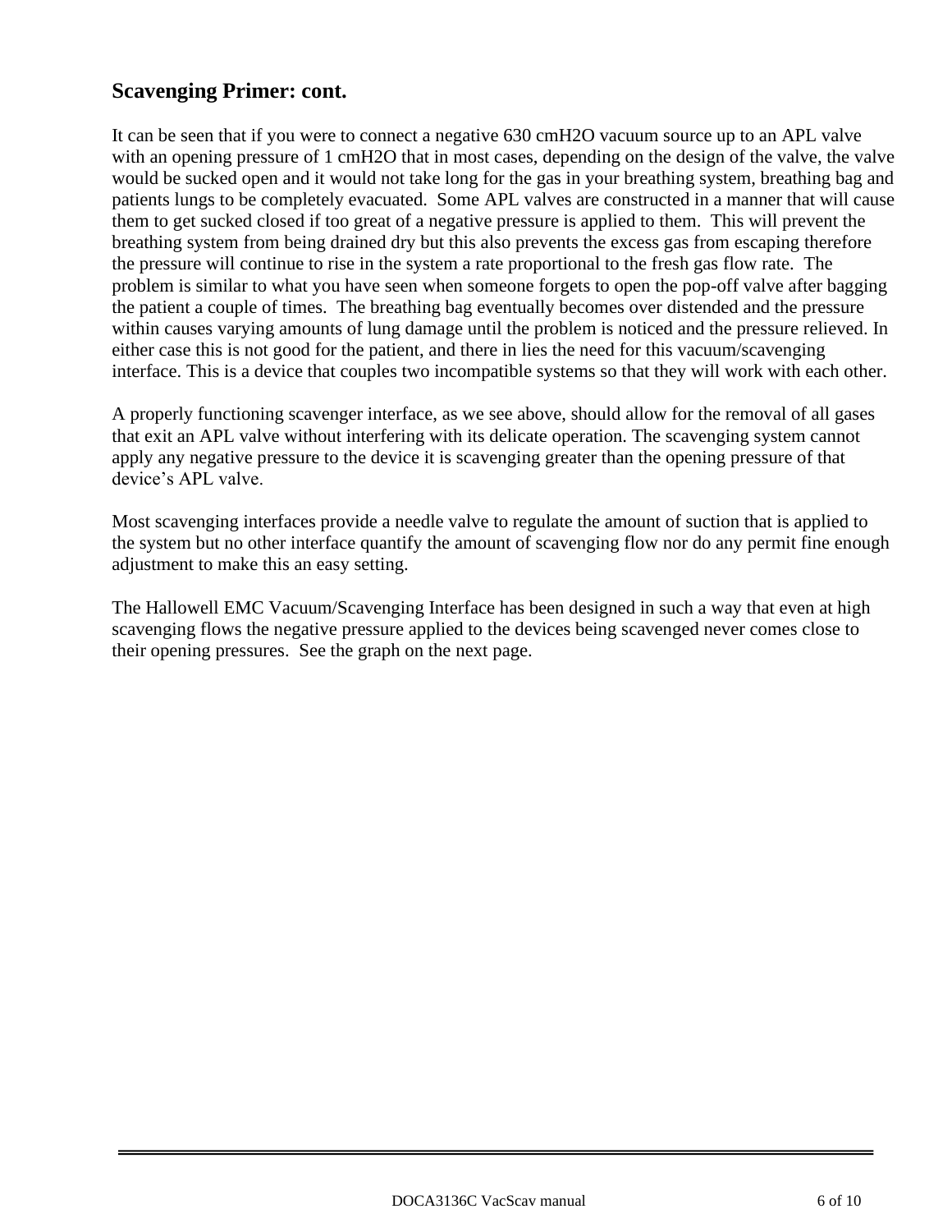## Scavenging Primer: cont.

It can be seen that if you were to connect a negative 630 cmH2O vacuum source up to an APL valve with an opening pressure of 1 cmH2O that in most cases, depending on the design of the valve, the valve would be sucked open and it would not take long for the gas in your breathing system, breathing bag and patients lungs to be completely evacuated. Some APL valves are constructed in a manner that will cause them to get sucked closed if too great of a negative pressure is applied to them. This will prevent the breathing system from being drained dry but this also prevents the excess gas from escaping therefore the pressure will continue to rise in the system a rate proportional to the fresh gas flow rate. The problem is similar to what you have seen when someone forgets to open the pop-off valve after bagging the patient a couple of times. The breathing bag eventually becomes over distended and the pressure within causes varying amounts of lung damage until the problem is noticed and the pressure relieved. In either case this is not good for the patient, and there in lies the need for this vacuum/scavenging interface. This is a device that couples two incompatible systems so that they will work with each other.

A properly functioning scavenger interface, as we see above, should allow for the removal of all gases that exit an APL valve without interfering with its delicate operation. The scavenging system cannot apply any negative pressure to the device it is scavenging greater than the opening pressure of that device's APL valve.

Most scavenging interfaces provide a needle valve to regulate the amount of suction that is applied to the system but no other interface quantify the amount of scavenging flow nor do any permit fine enough adjustment to make this an easy setting.

The Hallowell EMC Vacuum/Scavenging Interface has been designed in such a way that even at high scavenging flows the negative pressure applied to the devices being scavenged never comes close to their opening pressures. See the graph on the next page.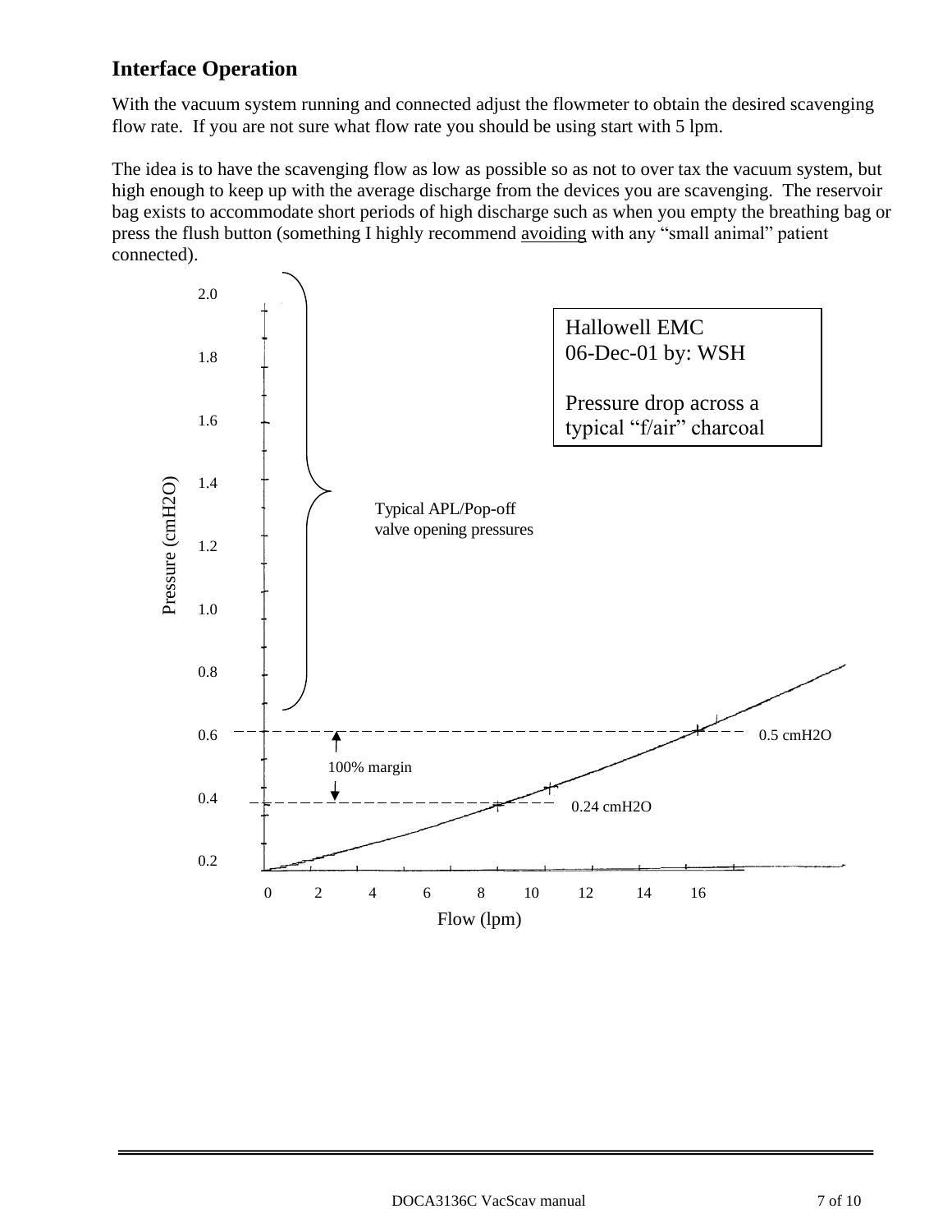## Interface Operation

With the vacuum system running and connected adjust the flowmeter to obtain the desired scavenging flow rate. If you are not sure what flow rate you should be using start with 5 lpm.

The idea is to have the scavenging flow as low as possible so as not to over tax the vacuum system, but high enough to keep up with the average discharge from the devices you are scavenging. The reservoir bag exists to accommodate short periods of high discharge such as when you empty the breathing bag or press the flush button (something I highly recommend <u>avoiding</u> with any "small animal" patient connected).

Hallowell EMC
06-Dec-01 by: WSH

Pressure drop across a typical "f/air" charcoal

Typical APL/Pop-off valve opening pressures

100% margin

0.5 cmH2O

0.24 cmH2O

Pressure (cmH2O)

Flow (lpm)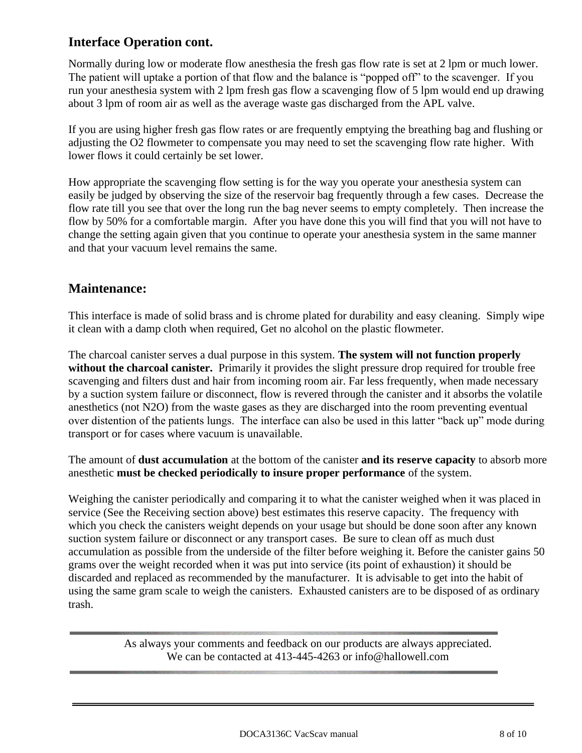## Interface Operation cont.

Normally during low or moderate flow anesthesia the fresh gas flow rate is set at 2 lpm or much lower. The patient will uptake a portion of that flow and the balance is “popped off” to the scavenger. If you run your anesthesia system with 2 lpm fresh gas flow a scavenging flow of 5 lpm would end up drawing about 3 lpm of room air as well as the average waste gas discharged from the APL valve.

If you are using higher fresh gas flow rates or are frequently emptying the breathing bag and flushing or adjusting the O2 flowmeter to compensate you may need to set the scavenging flow rate higher. With lower flows it could certainly be set lower.

How appropriate the scavenging flow setting is for the way you operate your anesthesia system can easily be judged by observing the size of the reservoir bag frequently through a few cases. Decrease the flow rate till you see that over the long run the bag never seems to empty completely. Then increase the flow by 50% for a comfortable margin. After you have done this you will find that you will not have to change the setting again given that you continue to operate your anesthesia system in the same manner and that your vacuum level remains the same.

## Maintenance:

This interface is made of solid brass and is chrome plated for durability and easy cleaning. Simply wipe it clean with a damp cloth when required, Get no alcohol on the plastic flowmeter.

The charcoal canister serves a dual purpose in this system. **The system will not function properly without the charcoal canister.** Primarily it provides the slight pressure drop required for trouble free scavenging and filters dust and hair from incoming room air. Far less frequently, when made necessary by a suction system failure or disconnect, flow is revered through the canister and it absorbs the volatile anesthetics (not N2O) from the waste gases as they are discharged into the room preventing eventual over distention of the patients lungs. The interface can also be used in this latter “back up” mode during transport or for cases where vacuum is unavailable.

The amount of **dust accumulation** at the bottom of the canister **and its reserve capacity** to absorb more anesthetic **must be checked periodically to insure proper performance** of the system.

Weighing the canister periodically and comparing it to what the canister weighed when it was placed in service (See the Receiving section above) best estimates this reserve capacity. The frequency with which you check the canisters weight depends on your usage but should be done soon after any known suction system failure or disconnect or any transport cases. Be sure to clean off as much dust accumulation as possible from the underside of the filter before weighing it. Before the canister gains 50 grams over the weight recorded when it was put into service (its point of exhaustion) it should be discarded and replaced as recommended by the manufacturer. It is advisable to get into the habit of using the same gram scale to weigh the canisters. Exhausted canisters are to be disposed of as ordinary trash.

---

As always your comments and feedback on our products are always appreciated.
We can be contacted at 413-445-4263 or info@hallowell.com

---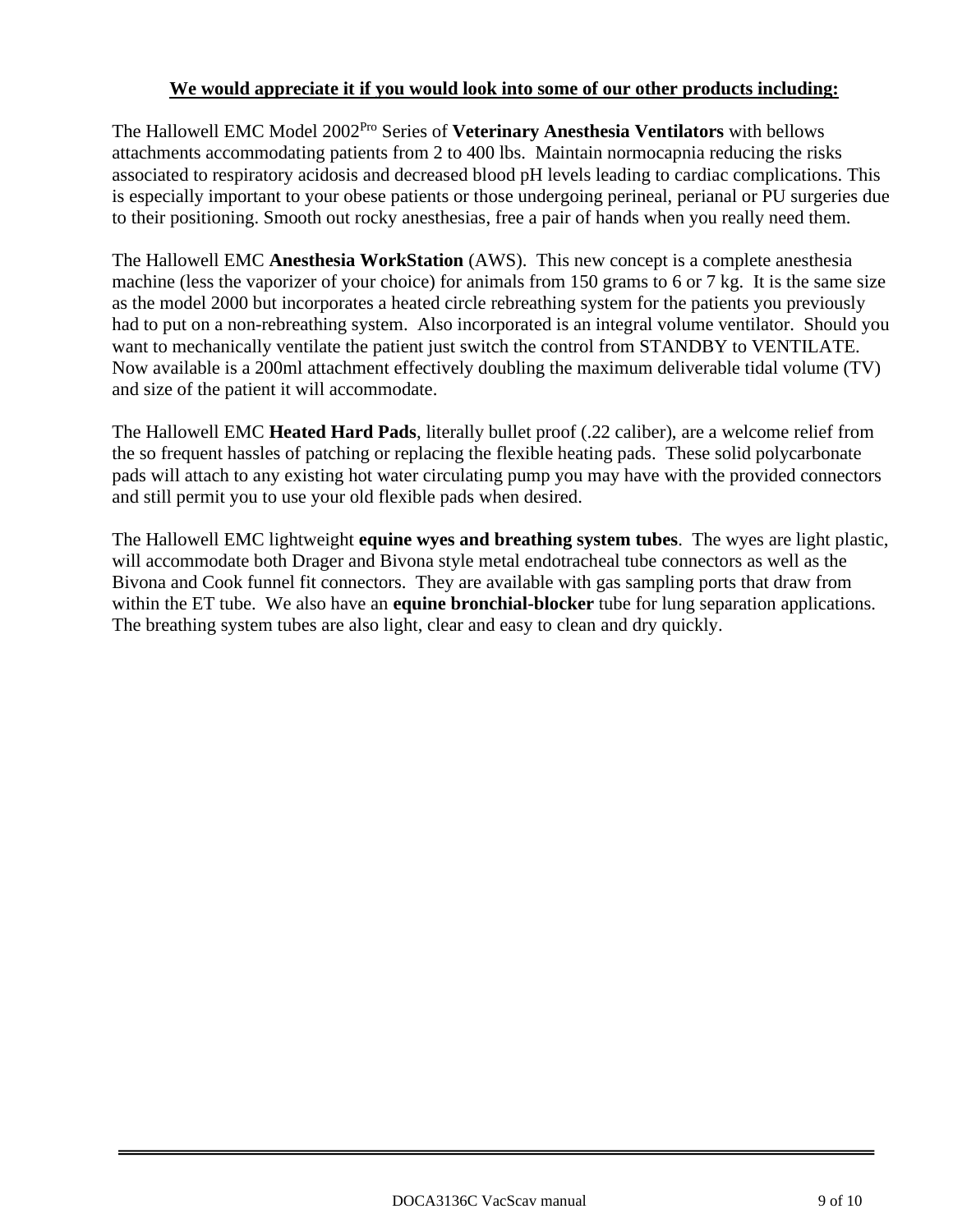**We would appreciate it if you would look into some of our other products including:**

The Hallowell EMC Model 2002[Pro] Series of **Veterinary Anesthesia Ventilators** with bellows attachments accommodating patients from 2 to 400 lbs. Maintain normocapnia reducing the risks associated to respiratory acidosis and decreased blood pH levels leading to cardiac complications. This is especially important to your obese patients or those undergoing perineal, perianal or PU surgeries due to their positioning. Smooth out rocky anesthesias, free a pair of hands when you really need them.

The Hallowell EMC **Anesthesia WorkStation** (AWS). This new concept is a complete anesthesia machine (less the vaporizer of your choice) for animals from 150 grams to 6 or 7 kg. It is the same size as the model 2000 but incorporates a heated circle rebreathing system for the patients you previously had to put on a non-rebreathing system. Also incorporated is an integral volume ventilator. Should you want to mechanically ventilate the patient just switch the control from STANDBY to VENTILATE. Now available is a 200ml attachment effectively doubling the maximum deliverable tidal volume (TV) and size of the patient it will accommodate.

The Hallowell EMC **Heated Hard Pads**, literally bullet proof (.22 caliber), are a welcome relief from the so frequent hassles of patching or replacing the flexible heating pads. These solid polycarbonate pads will attach to any existing hot water circulating pump you may have with the provided connectors and still permit you to use your old flexible pads when desired.

The Hallowell EMC lightweight **equine wyes and breathing system tubes**. The wyes are light plastic, will accommodate both Drager and Bivona style metal endotracheal tube connectors as well as the Bivona and Cook funnel fit connectors. They are available with gas sampling ports that draw from within the ET tube. We also have an **equine bronchial-blocker** tube for lung separation applications. The breathing system tubes are also light, clear and easy to clean and dry quickly.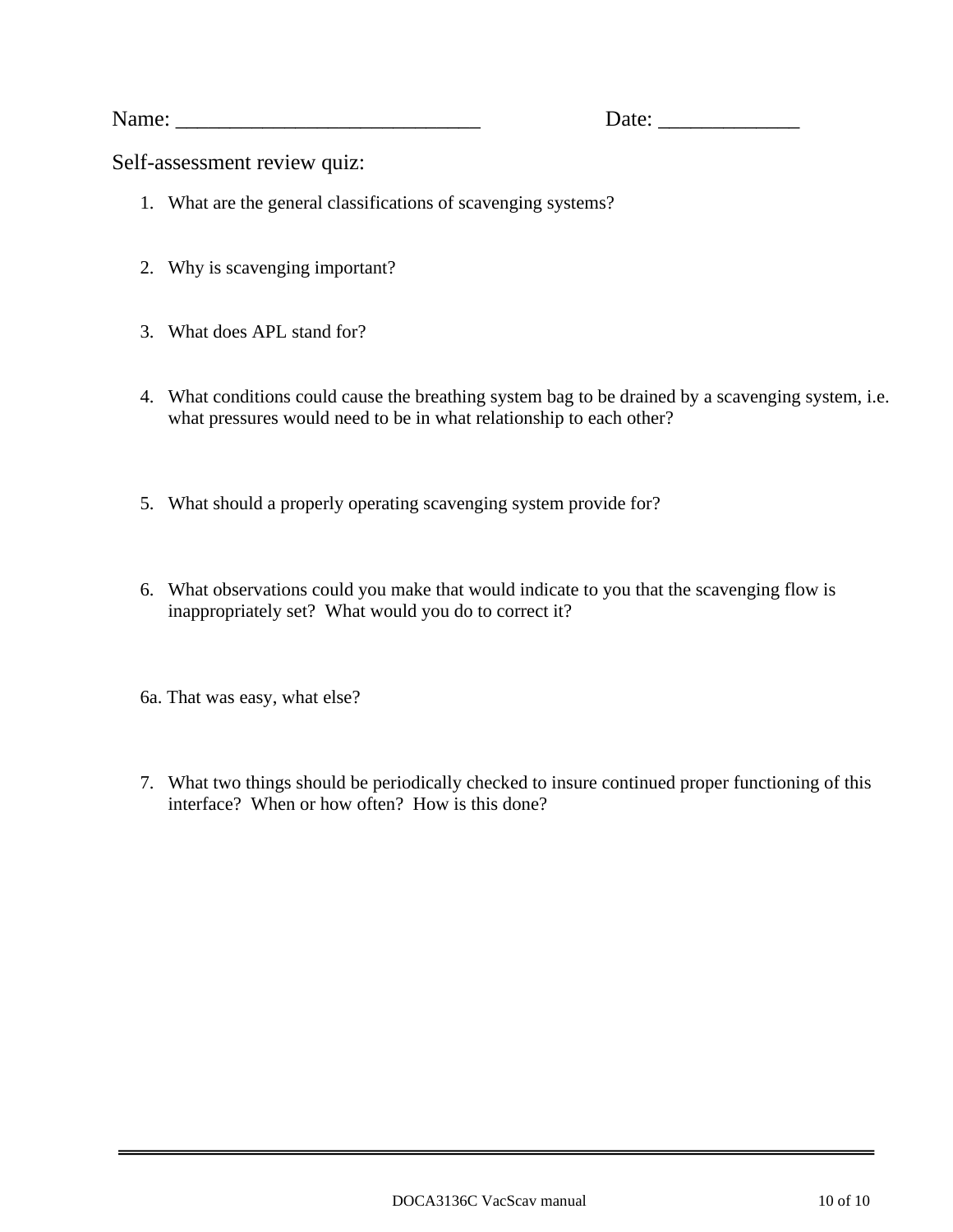Name: _____________________________ Date: _____________

Self-assessment review quiz:

1. What are the general classifications of scavenging systems?

2. Why is scavenging important?

3. What does APL stand for?

4. What conditions could cause the breathing system bag to be drained by a scavenging system, i.e. what pressures would need to be in what relationship to each other?

5. What should a properly operating scavenging system provide for?

6. What observations could you make that would indicate to you that the scavenging flow is inappropriately set? What would you do to correct it?

6a. That was easy, what else?

7. What two things should be periodically checked to insure continued proper functioning of this interface? When or how often? How is this done?